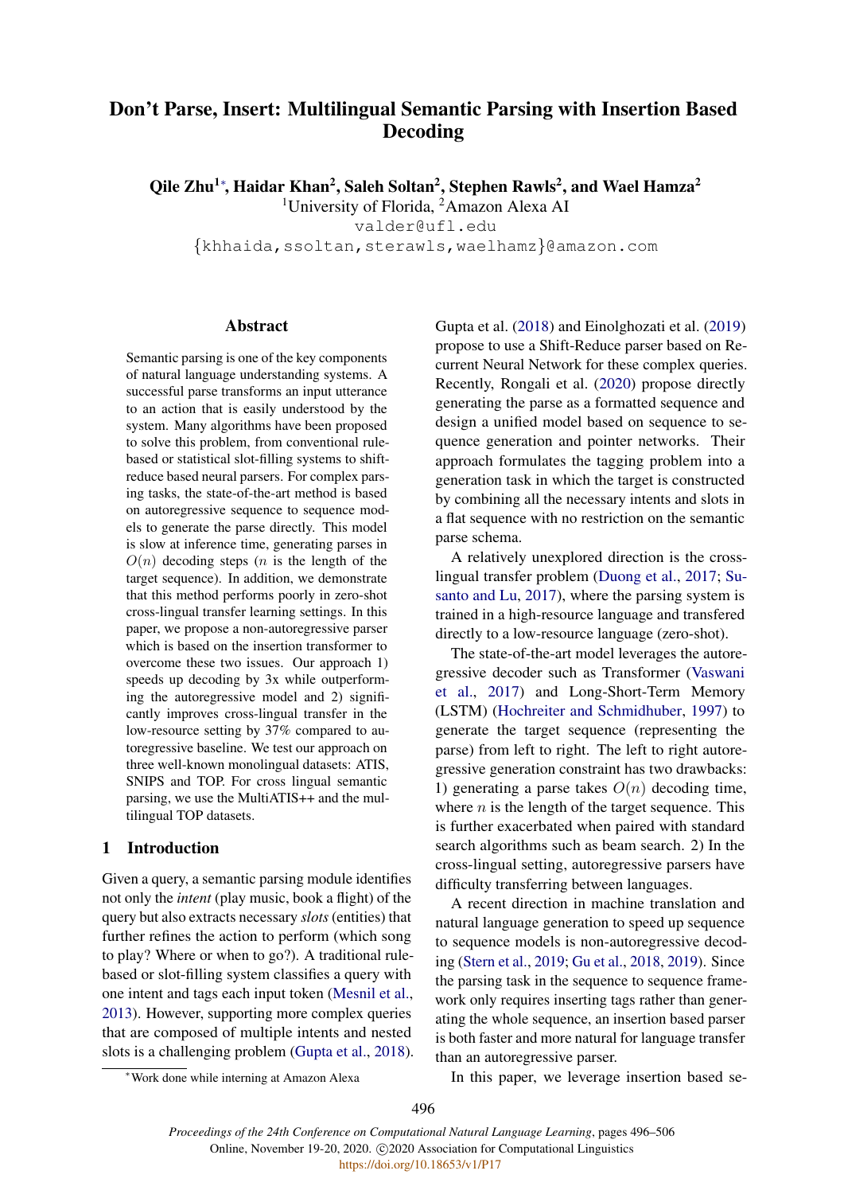# Don't Parse, Insert: Multilingual Semantic Parsing with Insertion Based Decoding

**Qile Zhu[1]*, Haidar Khan[2], Saleh Soltan[2], Stephen Rawls[2], and Wael Hamza[2]**

[1]University of Florida, [2]Amazon Alexa AI

valder@ufl.edu

{khhaida,ssoltan,sterawls,waelhamz}@amazon.com

## Abstract

Semantic parsing is one of the key components of natural language understanding systems. A successful parse transforms an input utterance to an action that is easily understood by the system. Many algorithms have been proposed to solve this problem, from conventional rule-based or statistical slot-filling systems to shift-reduce based neural parsers. For complex parsing tasks, the state-of-the-art method is based on autoregressive sequence to sequence models to generate the parse directly. This model is slow at inference time, generating parses in $O(n)$ decoding steps ($n$ is the length of the target sequence). In addition, we demonstrate that this method performs poorly in zero-shot cross-lingual transfer learning settings. In this paper, we propose a non-autoregressive parser which is based on the insertion transformer to overcome these two issues. Our approach 1) speeds up decoding by 3x while outperforming the autoregressive model and 2) significantly improves cross-lingual transfer in the low-resource setting by 37% compared to autoregressive baseline. We test our approach on three well-known monolingual datasets: ATIS, SNIPS and TOP. For cross lingual semantic parsing, we use the MultiATIS++ and the multilingual TOP datasets.

## 1 Introduction

Given a query, a semantic parsing module identifies not only the *intent* (play music, book a flight) of the query but also extracts necessary *slots* (entities) that further refines the action to perform (which song to play? Where or when to go?). A traditional rule-based or slot-filling system classifies a query with one intent and tags each input token (Mesnil et al., 2013). However, supporting more complex queries that are composed of multiple intents and nested slots is a challenging problem (Gupta et al., 2018). Gupta et al. (2018) and Einolghozati et al. (2019) propose to use a Shift-Reduce parser based on Recurrent Neural Network for these complex queries. Recently, Rongali et al. (2020) propose directly generating the parse as a formatted sequence and design a unified model based on sequence to sequence generation and pointer networks. Their approach formulates the tagging problem into a generation task in which the target is constructed by combining all the necessary intents and slots in a flat sequence with no restriction on the semantic parse schema.

A relatively unexplored direction is the cross-lingual transfer problem (Duong et al., 2017; Susanto and Lu, 2017), where the parsing system is trained in a high-resource language and transfered directly to a low-resource language (zero-shot).

The state-of-the-art model leverages the autoregressive decoder such as Transformer (Vaswani et al., 2017) and Long-Short-Term Memory (LSTM) (Hochreiter and Schmidhuber, 1997) to generate the target sequence (representing the parse) from left to right. The left to right autoregressive generation constraint has two drawbacks: 1) generating a parse takes $O(n)$ decoding time, where $n$ is the length of the target sequence. This is further exacerbated when paired with standard search algorithms such as beam search. 2) In the cross-lingual setting, autoregressive parsers have difficulty transferring between languages.

A recent direction in machine translation and natural language generation to speed up sequence to sequence models is non-autoregressive decoding (Stern et al., 2019; Gu et al., 2018, 2019). Since the parsing task in the sequence to sequence framework only requires inserting tags rather than generating the whole sequence, an insertion based parser is both faster and more natural for language transfer than an autoregressive parser.

In this paper, we leverage insertion based se-

*Work done while interning at Amazon Alexa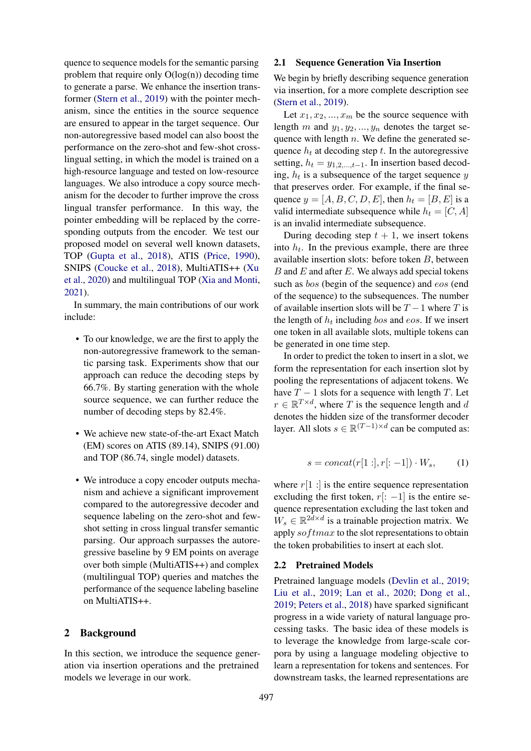quence to sequence models for the semantic parsing problem that require only O(log(n)) decoding time to generate a parse. We enhance the insertion transformer (Stern et al., 2019) with the pointer mechanism, since the entities in the source sequence are ensured to appear in the target sequence. Our non-autoregressive based model can also boost the performance on the zero-shot and few-shot cross-lingual setting, in which the model is trained on a high-resource language and tested on low-resource languages. We also introduce a copy source mechanism for the decoder to further improve the cross lingual transfer performance. In this way, the pointer embedding will be replaced by the corresponding outputs from the encoder. We test our proposed model on several well known datasets, TOP (Gupta et al., 2018), ATIS (Price, 1990), SNIPS (Coucke et al., 2018), MultiATIS++ (Xu et al., 2020) and multilingual TOP (Xia and Monti, 2021).

In summary, the main contributions of our work include:

- To our knowledge, we are the first to apply the non-autoregressive framework to the semantic parsing task. Experiments show that our approach can reduce the decoding steps by 66.7%. By starting generation with the whole source sequence, we can further reduce the number of decoding steps by 82.4%.
- We achieve new state-of-the-art Exact Match (EM) scores on ATIS (89.14), SNIPS (91.00) and TOP (86.74, single model) datasets.
- We introduce a copy encoder outputs mechanism and achieve a significant improvement compared to the autoregressive decoder and sequence labeling on the zero-shot and few-shot setting in cross lingual transfer semantic parsing. Our approach surpasses the autoregressive baseline by 9 EM points on average over both simple (MultiATIS++) and complex (multilingual TOP) queries and matches the performance of the sequence labeling baseline on MultiATIS++.

## 2 Background

In this section, we introduce the sequence generation via insertion operations and the pretrained models we leverage in our work.

### 2.1 Sequence Generation Via Insertion

We begin by briefly describing sequence generation via insertion, for a more complete description see (Stern et al., 2019).

Let $x_1, x_2, ..., x_m$ be the source sequence with length $m$ and $y_1, y_2, ..., y_n$ denotes the target sequence with length $n$. We define the generated sequence $h_t$ at decoding step $t$. In the autoregressive setting, $h_t = y_{1,2,...,t-1}$. In insertion based decoding, $h_t$ is a subsequence of the target sequence $y$ that preserves order. For example, if the final sequence $y = [A, B, C, D, E]$, then $h_t = [B, E]$ is a valid intermediate subsequence while $h_t = [C, A]$ is an invalid intermediate subsequence.

During decoding step $t + 1$, we insert tokens into $h_t$. In the previous example, there are three available insertion slots: before token $B$, between $B$ and $E$ and after $E$. We always add special tokens such as $bos$ (begin of the sequence) and $eos$ (end of the sequence) to the subsequences. The number of available insertion slots will be $T - 1$ where $T$ is the length of $h_t$ including $bos$ and $eos$. If we insert one token in all available slots, multiple tokens can be generated in one time step.

In order to predict the token to insert in a slot, we form the representation for each insertion slot by pooling the representations of adjacent tokens. We have $T - 1$ slots for a sequence with length $T$. Let $r \in \mathbb{R}^{T \times d}$, where $T$ is the sequence length and $d$ denotes the hidden size of the transformer decoder layer. All slots $s \in \mathbb{R}^{(T-1) \times d}$ can be computed as:

$$s = concat(r[1:], r[:-1]) \cdot W_s, \quad (1)$$

where $r[1:]$ is the entire sequence representation excluding the first token, $r[:-1]$ is the entire sequence representation excluding the last token and $W_s \in \mathbb{R}^{2d \times d}$ is a trainable projection matrix. We apply $softmax$ to the slot representations to obtain the token probabilities to insert at each slot.

### 2.2 Pretrained Models

Pretrained language models (Devlin et al., 2019; Liu et al., 2019; Lan et al., 2020; Dong et al., 2019; Peters et al., 2018) have sparked significant progress in a wide variety of natural language processing tasks. The basic idea of these models is to leverage the knowledge from large-scale corpora by using a language modeling objective to learn a representation for tokens and sentences. For downstream tasks, the learned representations are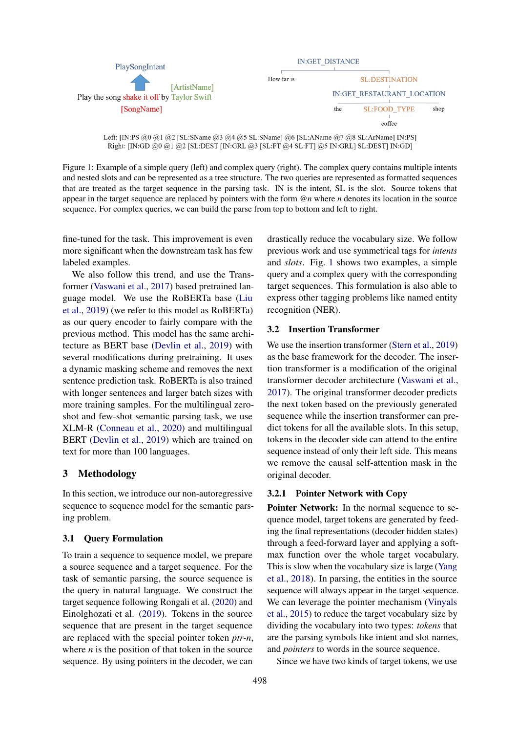PlaySongIntent

Play the song shake it off by Taylor Swift

[SongName] [ArtistName]

IN:GET_DISTANCE

How far is SL:DESTINATION

IN:GET_RESTAURANT_LOCATION

the SL:FOOD_TYPE shop

coffee

Left: [IN:PS @0 @1 @2 [SL:SName @3 @4 @5 SL:SName] @6 [SL:AName @7 @8 SL:ArName] IN:PS]
Right: [IN:GD @0 @1 @2 [SL:DEST [IN:GRL @3 [SL:FT @4 SL:FT] @5 IN:GRL] SL:DEST] IN:GD]

Figure 1: Example of a simple query (left) and complex query (right). The complex query contains multiple intents and nested slots and can be represented as a tree structure. The two queries are represented as formatted sequences that are treated as the target sequence in the parsing task. IN is the intent, SL is the slot. Source tokens that appear in the target sequence are replaced by pointers with the form @$n$ where $n$ denotes its location in the source sequence. For complex queries, we can build the parse from top to bottom and left to right.

fine-tuned for the task. This improvement is even more significant when the downstream task has few labeled examples.

We also follow this trend, and use the Transformer (Vaswani et al., 2017) based pretrained language model. We use the RoBERTa base (Liu et al., 2019) (we refer to this model as RoBERTa) as our query encoder to fairly compare with the previous method. This model has the same architecture as BERT base (Devlin et al., 2019) with several modifications during pretraining. It uses a dynamic masking scheme and removes the next sentence prediction task. RoBERTa is also trained with longer sentences and larger batch sizes with more training samples. For the multilingual zero-shot and few-shot semantic parsing task, we use XLM-R (Conneau et al., 2020) and multilingual BERT (Devlin et al., 2019) which are trained on text for more than 100 languages.

# 3 Methodology

In this section, we introduce our non-autoregressive sequence to sequence model for the semantic parsing problem.

## 3.1 Query Formulation

To train a sequence to sequence model, we prepare a source sequence and a target sequence. For the task of semantic parsing, the source sequence is the query in natural language. We construct the target sequence following Rongali et al. (2020) and Einolghozati et al. (2019). Tokens in the source sequence that are present in the target sequence are replaced with the special pointer token *ptr-n*, where $n$ is the position of that token in the source sequence. By using pointers in the decoder, we can drastically reduce the vocabulary size. We follow previous work and use symmetrical tags for *intents* and *slots*. Fig. 1 shows two examples, a simple query and a complex query with the corresponding target sequences. This formulation is also able to express other tagging problems like named entity recognition (NER).

## 3.2 Insertion Transformer

We use the insertion transformer (Stern et al., 2019) as the base framework for the decoder. The insertion transformer is a modification of the original transformer decoder architecture (Vaswani et al., 2017). The original transformer decoder predicts the next token based on the previously generated sequence while the insertion transformer can predict tokens for all the available slots. In this setup, tokens in the decoder side can attend to the entire sequence instead of only their left side. This means we remove the causal self-attention mask in the original decoder.

### 3.2.1 Pointer Network with Copy

**Pointer Network:** In the normal sequence to sequence model, target tokens are generated by feeding the final representations (decoder hidden states) through a feed-forward layer and applying a softmax function over the whole target vocabulary. This is slow when the vocabulary size is large (Yang et al., 2018). In parsing, the entities in the source sequence will always appear in the target sequence. We can leverage the pointer mechanism (Vinyals et al., 2015) to reduce the target vocabulary size by dividing the vocabulary into two types: *tokens* that are the parsing symbols like intent and slot names, and *pointers* to words in the source sequence.

Since we have two kinds of target tokens, we use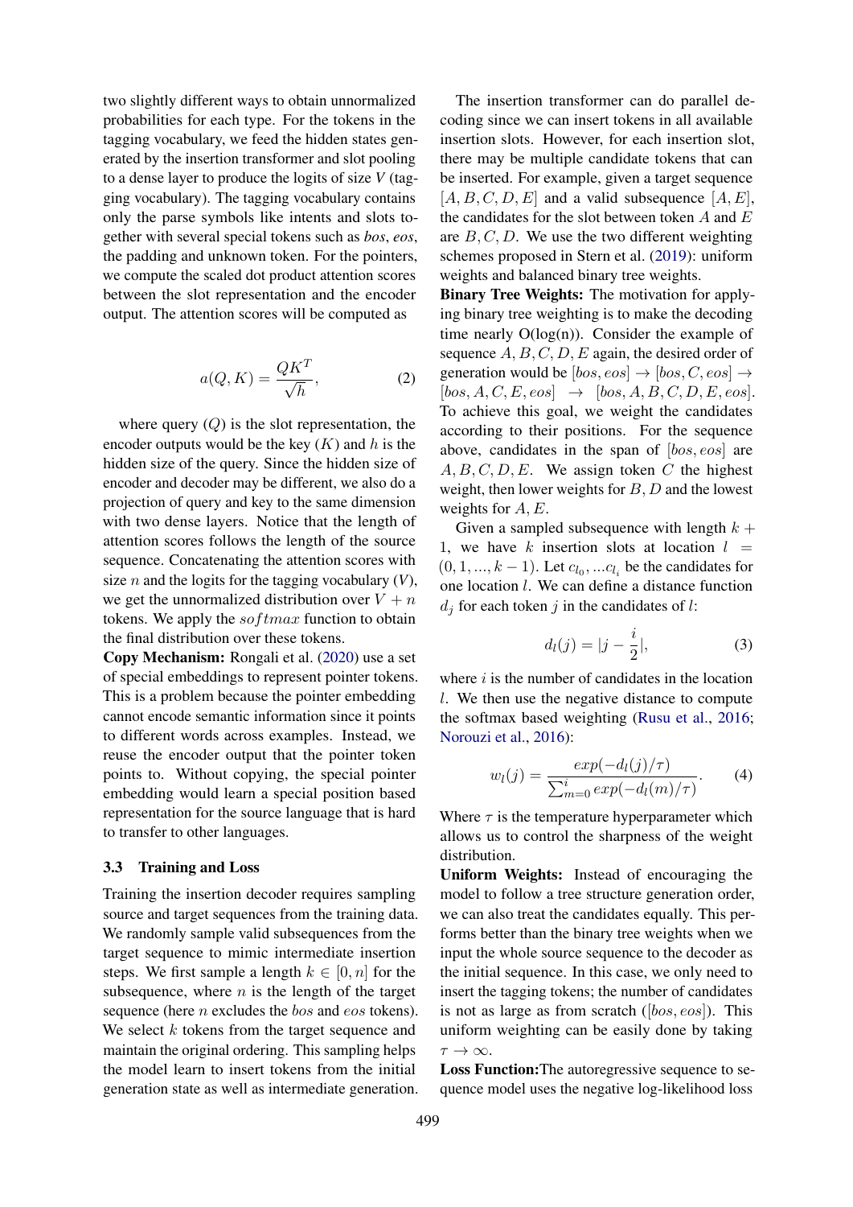two slightly different ways to obtain unnormalized probabilities for each type. For the tokens in the tagging vocabulary, we feed the hidden states generated by the insertion transformer and slot pooling to a dense layer to produce the logits of size V (tagging vocabulary). The tagging vocabulary contains only the parse symbols like intents and slots together with several special tokens such as *bos*, *eos*, the padding and unknown token. For the pointers, we compute the scaled dot product attention scores between the slot representation and the encoder output. The attention scores will be computed as

$$a(Q, K) = \frac{QK^T}{\sqrt{h}}, \tag{2}$$

where query ($Q$) is the slot representation, the encoder outputs would be the key ($K$) and $h$ is the hidden size of the query. Since the hidden size of encoder and decoder may be different, we also do a projection of query and key to the same dimension with two dense layers. Notice that the length of attention scores follows the length of the source sequence. Concatenating the attention scores with size $n$ and the logits for the tagging vocabulary ($V$), we get the unnormalized distribution over $V + n$ tokens. We apply the $softmax$ function to obtain the final distribution over these tokens.

**Copy Mechanism:** Rongali et al. (2020) use a set of special embeddings to represent pointer tokens. This is a problem because the pointer embedding cannot encode semantic information since it points to different words across examples. Instead, we reuse the encoder output that the pointer token points to. Without copying, the special pointer embedding would learn a special position based representation for the source language that is hard to transfer to other languages.

### 3.3 Training and Loss

Training the insertion decoder requires sampling source and target sequences from the training data. We randomly sample valid subsequences from the target sequence to mimic intermediate insertion steps. We first sample a length $k \in [0, n]$ for the subsequence, where $n$ is the length of the target sequence (here $n$ excludes the $bos$ and $eos$ tokens). We select $k$ tokens from the target sequence and maintain the original ordering. This sampling helps the model learn to insert tokens from the initial generation state as well as intermediate generation.

The insertion transformer can do parallel decoding since we can insert tokens in all available insertion slots. However, for each insertion slot, there may be multiple candidate tokens that can be inserted. For example, given a target sequence $[A, B, C, D, E]$ and a valid subsequence $[A, E]$, the candidates for the slot between token $A$ and $E$ are $B, C, D$. We use the two different weighting schemes proposed in Stern et al. (2019): uniform weights and balanced binary tree weights.

**Binary Tree Weights:** The motivation for applying binary tree weighting is to make the decoding time nearly O(log(n)). Consider the example of sequence $A, B, C, D, E$ again, the desired order of generation would be $[bos, eos] \rightarrow [bos, C, eos] \rightarrow [bos, A, C, E, eos] \rightarrow [bos, A, B, C, D, E, eos]$. To achieve this goal, we weight the candidates according to their positions. For the sequence above, candidates in the span of $[bos, eos]$ are $A, B, C, D, E$. We assign token $C$ the highest weight, then lower weights for $B, D$ and the lowest weights for $A, E$.

Given a sampled subsequence with length $k + 1$, we have $k$ insertion slots at location $l = (0, 1, ..., k - 1)$. Let $c_{l_0}, ...c_{l_i}$ be the candidates for one location $l$. We can define a distance function $d_j$ for each token $j$ in the candidates of $l$:

$$d_l(j) = |j - \frac{i}{2}|, \tag{3}$$

where $i$ is the number of candidates in the location $l$. We then use the negative distance to compute the softmax based weighting (Rusu et al., 2016; Norouzi et al., 2016):

$$w_l(j) = \frac{exp(-d_l(j)/\tau)}{\sum_{m=0}^{i} exp(-d_l(m)/\tau)}. \tag{4}$$

Where $\tau$ is the temperature hyperparameter which allows us to control the sharpness of the weight distribution.

**Uniform Weights:** Instead of encouraging the model to follow a tree structure generation order, we can also treat the candidates equally. This performs better than the binary tree weights when we input the whole source sequence to the decoder as the initial sequence. In this case, we only need to insert the tagging tokens; the number of candidates is not as large as from scratch ($[bos, eos]$). This uniform weighting can be easily done by taking $\tau \rightarrow \infty$.

**Loss Function:** The autoregressive sequence to sequence model uses the negative log-likelihood loss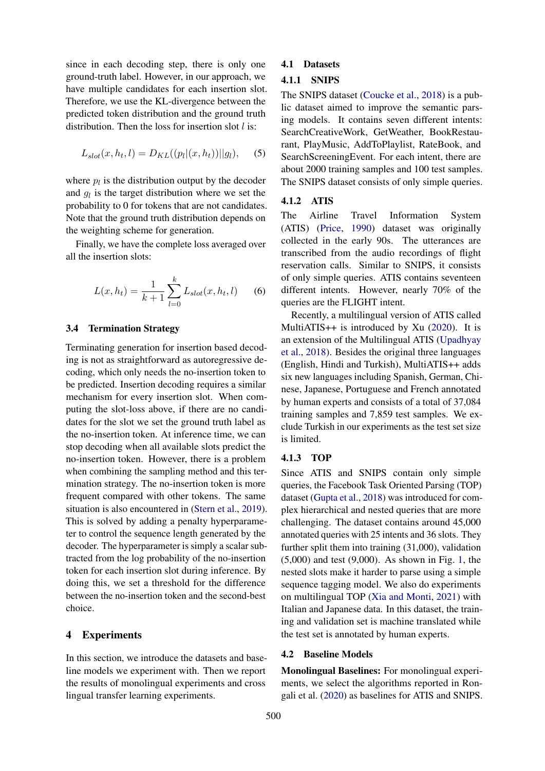since in each decoding step, there is only one ground-truth label. However, in our approach, we have multiple candidates for each insertion slot. Therefore, we use the KL-divergence between the predicted token distribution and the ground truth distribution. Then the loss for insertion slot $l$ is:

$$L_{slot}(x, h_t, l) = D_{KL}((p_l|(x, h_t))||g_l), \quad (5)$$

where $p_l$ is the distribution output by the decoder and $g_l$ is the target distribution where we set the probability to 0 for tokens that are not candidates. Note that the ground truth distribution depends on the weighting scheme for generation.

Finally, we have the complete loss averaged over all the insertion slots:

$$L(x, h_t) = \frac{1}{k+1} \sum_{l=0}^{k} L_{slot}(x, h_t, l) \quad (6)$$

### 3.4 Termination Strategy

Terminating generation for insertion based decoding is not as straightforward as autoregressive decoding, which only needs the no-insertion token to be predicted. Insertion decoding requires a similar mechanism for every insertion slot. When computing the slot-loss above, if there are no candidates for the slot we set the ground truth label as the no-insertion token. At inference time, we can stop decoding when all available slots predict the no-insertion token. However, there is a problem when combining the sampling method and this termination strategy. The no-insertion token is more frequent compared with other tokens. The same situation is also encountered in (Stern et al., 2019). This is solved by adding a penalty hyperparameter to control the sequence length generated by the decoder. The hyperparameter is simply a scalar subtracted from the log probability of the no-insertion token for each insertion slot during inference. By doing this, we set a threshold for the difference between the no-insertion token and the second-best choice.

## 4 Experiments

In this section, we introduce the datasets and baseline models we experiment with. Then we report the results of monolingual experiments and cross lingual transfer learning experiments.

### 4.1 Datasets

#### 4.1.1 SNIPS

The SNIPS dataset (Coucke et al., 2018) is a public dataset aimed to improve the semantic parsing models. It contains seven different intents: SearchCreativeWork, GetWeather, BookRestaurant, PlayMusic, AddToPlaylist, RateBook, and SearchScreeningEvent. For each intent, there are about 2000 training samples and 100 test samples. The SNIPS dataset consists of only simple queries.

#### 4.1.2 ATIS

The Airline Travel Information System (ATIS) (Price, 1990) dataset was originally collected in the early 90s. The utterances are transcribed from the audio recordings of flight reservation calls. Similar to SNIPS, it consists of only simple queries. ATIS contains seventeen different intents. However, nearly 70% of the queries are the FLIGHT intent.

Recently, a multilingual version of ATIS called MultiATIS++ is introduced by Xu (2020). It is an extension of the Multilingual ATIS (Upadhyay et al., 2018). Besides the original three languages (English, Hindi and Turkish), MultiATIS++ adds six new languages including Spanish, German, Chinese, Japanese, Portuguese and French annotated by human experts and consists of a total of 37,084 training samples and 7,859 test samples. We exclude Turkish in our experiments as the test set size is limited.

#### 4.1.3 TOP

Since ATIS and SNIPS contain only simple queries, the Facebook Task Oriented Parsing (TOP) dataset (Gupta et al., 2018) was introduced for complex hierarchical and nested queries that are more challenging. The dataset contains around 45,000 annotated queries with 25 intents and 36 slots. They further split them into training (31,000), validation (5,000) and test (9,000). As shown in Fig. 1, the nested slots make it harder to parse using a simple sequence tagging model. We also do experiments on multilingual TOP (Xia and Monti, 2021) with Italian and Japanese data. In this dataset, the training and validation set is machine translated while the test set is annotated by human experts.

### 4.2 Baseline Models

**Monolingual Baselines:** For monolingual experiments, we select the algorithms reported in Rongali et al. (2020) as baselines for ATIS and SNIPS.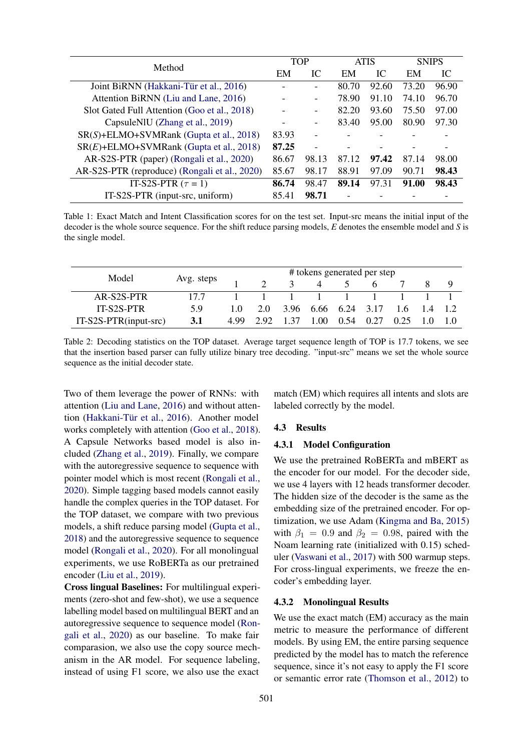| Method | TOP |  | ATIS |  | SNIPS |  |
|---|---|---|---|---|---|---|
|  | EM | IC | EM | IC | EM | IC |
| Joint BiRNN (Hakkani-Tür et al., 2016) | - | - | 80.70 | 92.60 | 73.20 | 96.90 |
| Attention BiRNN (Liu and Lane, 2016) | - | - | 78.90 | 91.10 | 74.10 | 96.70 |
| Slot Gated Full Attention (Goo et al., 2018) | - | - | 82.20 | 93.60 | 75.50 | 97.00 |
| CapsuleNlU (Zhang et al., 2019) | - | - | 83.40 | 95.00 | 80.90 | 97.30 |
| SR(*S*)+ELMO+SVMRank (Gupta et al., 2018) | 83.93 | - | - | - | - | - |
| SR(*E*)+ELMO+SVMRank (Gupta et al., 2018) | **87.25** | - | - | - | - | - |
| AR-S2S-PTR (paper) (Rongali et al., 2020) | 86.67 | 98.13 | 87.12 | **97.42** | 87.14 | 98.00 |
| AR-S2S-PTR (reproduce) (Rongali et al., 2020) | 85.67 | 98.17 | 88.91 | 97.09 | 90.71 | **98.43** |
| IT-S2S-PTR ($\tau$ = 1) | **86.74** | 98.47 | **89.14** | 97.31 | **91.00** | **98.43** |
| IT-S2S-PTR (input-src, uniform) | 85.41 | **98.71** | - | - | - | - |

Table 1: Exact Match and Intent Classification scores for on the test set. Input-src means the initial input of the decoder is the whole source sequence. For the shift reduce parsing models, *E* denotes the ensemble model and *S* is the single model.

| Model | Avg. steps | # tokens generated per step |  |  |  |  |  |  |  |  |
|---|---|---|---|---|---|---|---|---|---|---|
|  |  | 1 | 2 | 3 | 4 | 5 | 6 | 7 | 8 | 9 |
| AR-S2S-PTR | 17.7 | 1 | 1 | 1 | 1 | 1 | 1 | 1 | 1 | 1 |
| IT-S2S-PTR | 5.9 | 1.0 | 2.0 | 3.96 | 6.66 | 6.24 | 3.17 | 1.6 | 1.4 | 1.2 |
| IT-S2S-PTR(input-src) | **3.1** | 4.99 | 2.92 | 1.37 | 1.00 | 0.54 | 0.27 | 0.25 | 1.0 | 1.0 |

Table 2: Decoding statistics on the TOP dataset. Average target sequence length of TOP is 17.7 tokens, we see that the insertion based parser can fully utilize binary tree decoding. "input-src" means we set the whole source sequence as the initial decoder state.

Two of them leverage the power of RNNs: with attention (Liu and Lane, 2016) and without attention (Hakkani-Tür et al., 2016). Another model works completely with attention (Goo et al., 2018). A Capsule Networks based model is also included (Zhang et al., 2019). Finally, we compare with the autoregressive sequence to sequence with pointer model which is most recent (Rongali et al., 2020). Simple tagging based models cannot easily handle the complex queries in the TOP dataset. For the TOP dataset, we compare with two previous models, a shift reduce parsing model (Gupta et al., 2018) and the autoregressive sequence to sequence model (Rongali et al., 2020). For all monolingual experiments, we use RoBERTa as our pretrained encoder (Liu et al., 2019).

**Cross lingual Baselines:** For multilingual experiments (zero-shot and few-shot), we use a sequence labelling model based on multilingual BERT and an autoregressive sequence to sequence model (Rongali et al., 2020) as our baseline. To make fair comparasion, we also use the copy source mechanism in the AR model. For sequence labeling, instead of using F1 score, we also use the exact match (EM) which requires all intents and slots are labeled correctly by the model.

### 4.3 Results

#### 4.3.1 Model Configuration

We use the pretrained RoBERTa and mBERT as the encoder for our model. For the decoder side, we use 4 layers with 12 heads transformer decoder. The hidden size of the decoder is the same as the embedding size of the pretrained encoder. For optimization, we use Adam (Kingma and Ba, 2015) with $\beta_1 = 0.9$ and $\beta_2 = 0.98$, paired with the Noam learning rate (initialized with 0.15) scheduler (Vaswani et al., 2017) with 500 warmup steps. For cross-lingual experiments, we freeze the encoder's embedding layer.

#### 4.3.2 Monolingual Results

We use the exact match (EM) accuracy as the main metric to measure the performance of different models. By using EM, the entire parsing sequence predicted by the model has to match the reference sequence, since it's not easy to apply the F1 score or semantic error rate (Thomson et al., 2012) to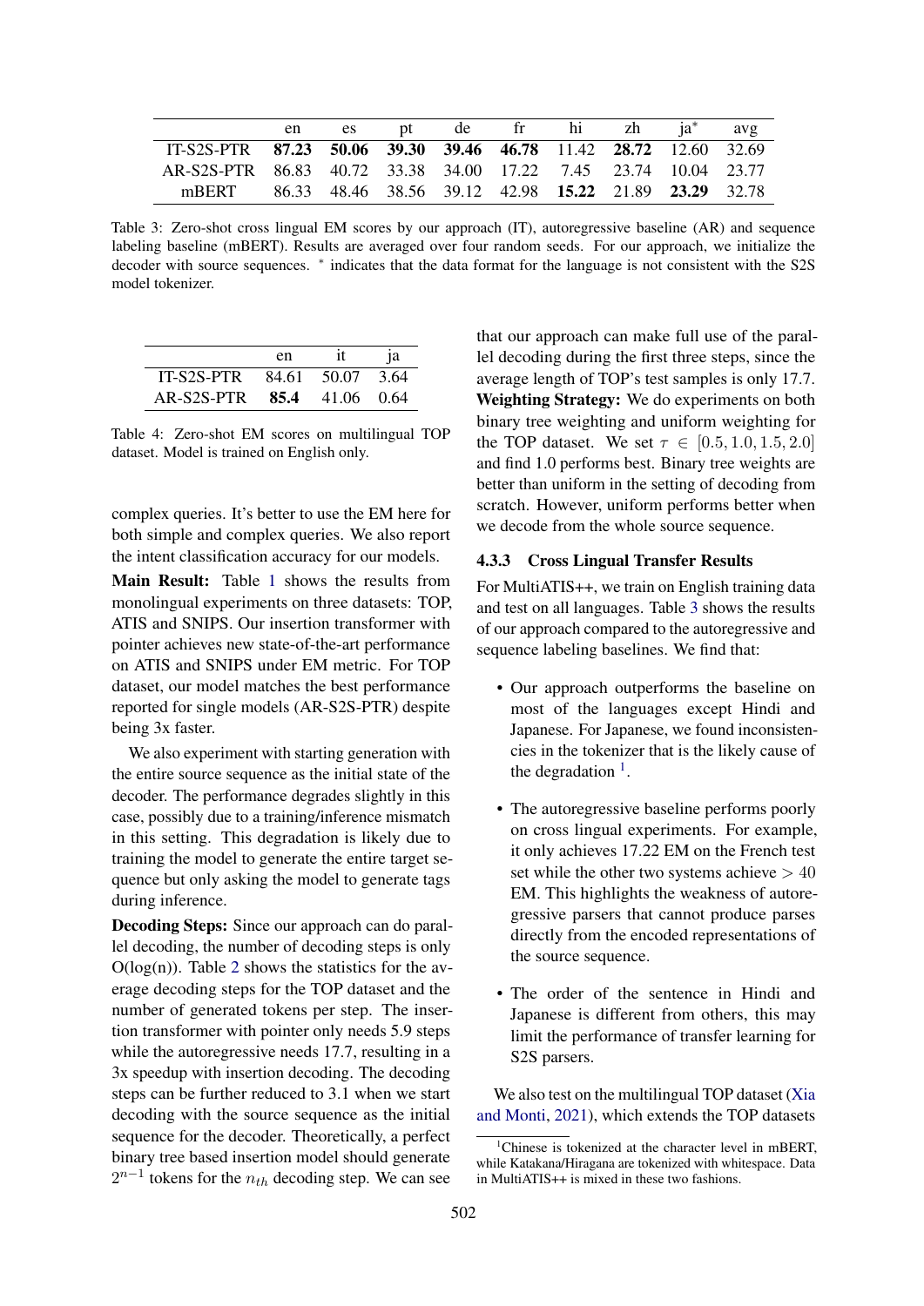|  | en | es | pt | de | fr | hi | zh | ja* | avg |
|---|---|---|---|---|---|---|---|---|---|
| IT-S2S-PTR | **87.23** | **50.06** | **39.30** | **39.46** | **46.78** | 11.42 | **28.72** | 12.60 | 32.69 |
| AR-S2S-PTR | 86.83 | 40.72 | 33.38 | 34.00 | 17.22 | 7.45 | 23.74 | 10.04 | 23.77 |
| mBERT | 86.33 | 48.46 | 38.56 | 39.12 | 42.98 | **15.22** | 21.89 | **23.29** | 32.78 |

Table 3: Zero-shot cross lingual EM scores by our approach (IT), autoregressive baseline (AR) and sequence labeling baseline (mBERT). Results are averaged over four random seeds. For our approach, we initialize the decoder with source sequences. * indicates that the data format for the language is not consistent with the S2S model tokenizer.

|  | en | it | ja |
|---|---|---|---|
| IT-S2S-PTR | 84.61 | 50.07 | 3.64 |
| AR-S2S-PTR | **85.4** | 41.06 | 0.64 |

Table 4: Zero-shot EM scores on multilingual TOP dataset. Model is trained on English only.

complex queries. It's better to use the EM here for both simple and complex queries. We also report the intent classification accuracy for our models.

**Main Result:** Table 1 shows the results from monolingual experiments on three datasets: TOP, ATIS and SNIPS. Our insertion transformer with pointer achieves new state-of-the-art performance on ATIS and SNIPS under EM metric. For TOP dataset, our model matches the best performance reported for single models (AR-S2S-PTR) despite being 3x faster.

We also experiment with starting generation with the entire source sequence as the initial state of the decoder. The performance degrades slightly in this case, possibly due to a training/inference mismatch in this setting. This degradation is likely due to training the model to generate the entire target sequence but only asking the model to generate tags during inference.

**Decoding Steps:** Since our approach can do parallel decoding, the number of decoding steps is only O(log(n)). Table 2 shows the statistics for the average decoding steps for the TOP dataset and the number of generated tokens per step. The insertion transformer with pointer only needs 5.9 steps while the autoregressive needs 17.7, resulting in a 3x speedup with insertion decoding. The decoding steps can be further reduced to 3.1 when we start decoding with the source sequence as the initial sequence for the decoder. Theoretically, a perfect binary tree based insertion model should generate $2^{n-1}$ tokens for the $n_{th}$ decoding step. We can see that our approach can make full use of the parallel decoding during the first three steps, since the average length of TOP's test samples is only 17.7.

**Weighting Strategy:** We do experiments on both binary tree weighting and uniform weighting for the TOP dataset. We set $\tau \in [0.5, 1.0, 1.5, 2.0]$ and find 1.0 performs best. Binary tree weights are better than uniform in the setting of decoding from scratch. However, uniform performs better when we decode from the whole source sequence.

### 4.3.3 Cross Lingual Transfer Results

For MultiATIS++, we train on English training data and test on all languages. Table 3 shows the results of our approach compared to the autoregressive and sequence labeling baselines. We find that:

- Our approach outperforms the baseline on most of the languages except Hindi and Japanese. For Japanese, we found inconsistencies in the tokenizer that is the likely cause of the degradation [1].
- The autoregressive baseline performs poorly on cross lingual experiments. For example, it only achieves 17.22 EM on the French test set while the other two systems achieve $> 40$ EM. This highlights the weakness of autoregressive parsers that cannot produce parses directly from the encoded representations of the source sequence.
- The order of the sentence in Hindi and Japanese is different from others, this may limit the performance of transfer learning for S2S parsers.

We also test on the multilingual TOP dataset (Xia and Monti, 2021), which extends the TOP datasets

[1] Chinese is tokenized at the character level in mBERT, while Katakana/Hiragana are tokenized with whitespace. Data in MultiATIS++ is mixed in these two fashions.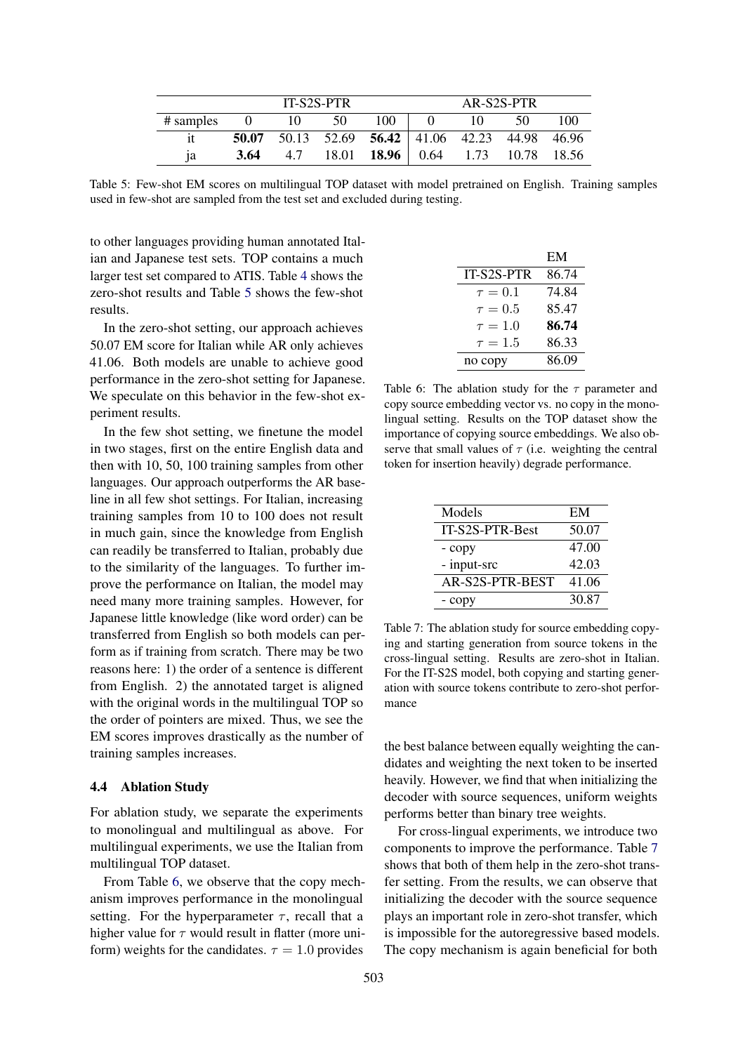|  | IT-S2S-PTR | | | | AR-S2S-PTR | | | |
|---|---|---|---|---|---|---|---|---|
| # samples | 0 | 10 | 50 | 100 | 0 | 10 | 50 | 100 |
| it | **50.07** | 50.13 | 52.69 | **56.42** | 41.06 | 42.23 | 44.98 | 46.96 |
| ja | **3.64** | 4.7 | 18.01 | **18.96** | 0.64 | 1.73 | 10.78 | 18.56 |

Table 5: Few-shot EM scores on multilingual TOP dataset with model pretrained on English. Training samples used in few-shot are sampled from the test set and excluded during testing.

to other languages providing human annotated Italian and Japanese test sets. TOP contains a much larger test set compared to ATIS. Table 4 shows the zero-shot results and Table 5 shows the few-shot results.

In the zero-shot setting, our approach achieves 50.07 EM score for Italian while AR only achieves 41.06. Both models are unable to achieve good performance in the zero-shot setting for Japanese. We speculate on this behavior in the few-shot experiment results.

In the few shot setting, we finetune the model in two stages, first on the entire English data and then with 10, 50, 100 training samples from other languages. Our approach outperforms the AR baseline in all few shot settings. For Italian, increasing training samples from 10 to 100 does not result in much gain, since the knowledge from English can readily be transferred to Italian, probably due to the similarity of the languages. To further improve the performance on Italian, the model may need many more training samples. However, for Japanese little knowledge (like word order) can be transferred from English so both models can perform as if training from scratch. There may be two reasons here: 1) the order of a sentence is different from English. 2) the annotated target is aligned with the original words in the multilingual TOP so the order of pointers are mixed. Thus, we see the EM scores improves drastically as the number of training samples increases.

### 4.4 Ablation Study

For ablation study, we separate the experiments to monolingual and multilingual as above. For multilingual experiments, we use the Italian from multilingual TOP dataset.

From Table 6, we observe that the copy mechanism improves performance in the monolingual setting. For the hyperparameter $\tau$, recall that a higher value for $\tau$ would result in flatter (more uniform) weights for the candidates. $\tau = 1.0$ provides the best balance between equally weighting the candidates and weighting the next token to be inserted heavily. However, we find that when initializing the decoder with source sequences, uniform weights performs better than binary tree weights.

For cross-lingual experiments, we introduce two components to improve the performance. Table 7 shows that both of them help in the zero-shot transfer setting. From the results, we can observe that initializing the decoder with the source sequence plays an important role in zero-shot transfer, which is impossible for the autoregressive based models. The copy mechanism is again beneficial for both

|  | EM |
|---|---|
| IT-S2S-PTR | 86.74 |
| $\tau = 0.1$ | 74.84 |
| $\tau = 0.5$ | 85.47 |
| $\tau = 1.0$ | **86.74** |
| $\tau = 1.5$ | 86.33 |
| no copy | 86.09 |

Table 6: The ablation study for the $\tau$ parameter and copy source embedding vector vs. no copy in the monolingual setting. Results on the TOP dataset show the importance of copying source embeddings. We also observe that small values of $\tau$ (i.e. weighting the central token for insertion heavily) degrade performance.

| Models | EM |
|---|---|
| IT-S2S-PTR-Best | 50.07 |
| - copy | 47.00 |
| - input-src | 42.03 |
| AR-S2S-PTR-BEST | 41.06 |
| - copy | 30.87 |

Table 7: The ablation study for source embedding copying and starting generation from source tokens in the cross-lingual setting. Results are zero-shot in Italian. For the IT-S2S model, both copying and starting generation with source tokens contribute to zero-shot performance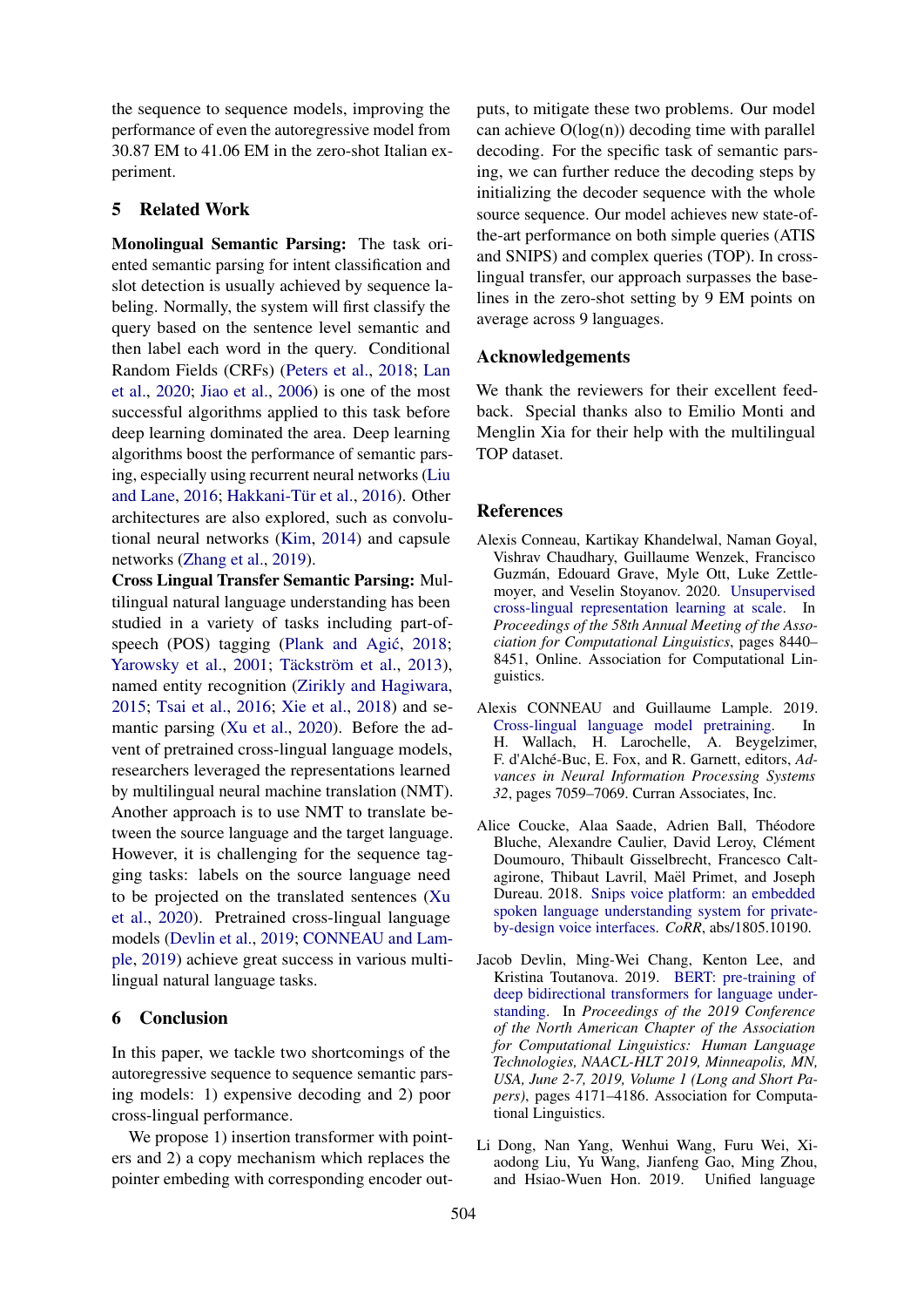the sequence to sequence models, improving the performance of even the autoregressive model from 30.87 EM to 41.06 EM in the zero-shot Italian experiment.

## 5 Related Work

**Monolingual Semantic Parsing:** The task oriented semantic parsing for intent classification and slot detection is usually achieved by sequence labeling. Normally, the system will first classify the query based on the sentence level semantic and then label each word in the query. Conditional Random Fields (CRFs) (Peters et al., 2018; Lan et al., 2020; Jiao et al., 2006) is one of the most successful algorithms applied to this task before deep learning dominated the area. Deep learning algorithms boost the performance of semantic parsing, especially using recurrent neural networks (Liu and Lane, 2016; Hakkani-Tür et al., 2016). Other architectures are also explored, such as convolutional neural networks (Kim, 2014) and capsule networks (Zhang et al., 2019).

**Cross Lingual Transfer Semantic Parsing:** Multilingual natural language understanding has been studied in a variety of tasks including part-of-speech (POS) tagging (Plank and Agić, 2018; Yarowsky et al., 2001; Täckström et al., 2013), named entity recognition (Zirikly and Hagiwara, 2015; Tsai et al., 2016; Xie et al., 2018) and semantic parsing (Xu et al., 2020). Before the advent of pretrained cross-lingual language models, researchers leveraged the representations learned by multilingual neural machine translation (NMT). Another approach is to use NMT to translate between the source language and the target language. However, it is challenging for the sequence tagging tasks: labels on the source language need to be projected on the translated sentences (Xu et al., 2020). Pretrained cross-lingual language models (Devlin et al., 2019; CONNEAU and Lample, 2019) achieve great success in various multilingual natural language tasks.

## 6 Conclusion

In this paper, we tackle two shortcomings of the autoregressive sequence to sequence semantic parsing models: 1) expensive decoding and 2) poor cross-lingual performance.

We propose 1) insertion transformer with pointers and 2) a copy mechanism which replaces the pointer embeding with corresponding encoder outputs, to mitigate these two problems. Our model can achieve O(log(n)) decoding time with parallel decoding. For the specific task of semantic parsing, we can further reduce the decoding steps by initializing the decoder sequence with the whole source sequence. Our model achieves new state-of-the-art performance on both simple queries (ATIS and SNIPS) and complex queries (TOP). In cross-lingual transfer, our approach surpasses the baselines in the zero-shot setting by 9 EM points on average across 9 languages.

## Acknowledgements

We thank the reviewers for their excellent feedback. Special thanks also to Emilio Monti and Menglin Xia for their help with the multilingual TOP dataset.

## References

Alexis Conneau, Kartikay Khandelwal, Naman Goyal, Vishrav Chaudhary, Guillaume Wenzek, Francisco Guzmán, Edouard Grave, Myle Ott, Luke Zettlemoyer, and Veselin Stoyanov. 2020. Unsupervised cross-lingual representation learning at scale. In *Proceedings of the 58th Annual Meeting of the Association for Computational Linguistics*, pages 8440–8451, Online. Association for Computational Linguistics.

Alexis CONNEAU and Guillaume Lample. 2019. Cross-lingual language model pretraining. In H. Wallach, H. Larochelle, A. Beygelzimer, F. d'Alché-Buc, E. Fox, and R. Garnett, editors, *Advances in Neural Information Processing Systems 32*, pages 7059–7069. Curran Associates, Inc.

Alice Coucke, Alaa Saade, Adrien Ball, Théodore Bluche, Alexandre Caulier, David Leroy, Clément Doumouro, Thibault Gisselbrecht, Francesco Caltagirone, Thibaut Lavril, Maël Primet, and Joseph Dureau. 2018. Snips voice platform: an embedded spoken language understanding system for private-by-design voice interfaces. *CoRR*, abs/1805.10190.

Jacob Devlin, Ming-Wei Chang, Kenton Lee, and Kristina Toutanova. 2019. BERT: pre-training of deep bidirectional transformers for language understanding. In *Proceedings of the 2019 Conference of the North American Chapter of the Association for Computational Linguistics: Human Language Technologies, NAACL-HLT 2019, Minneapolis, MN, USA, June 2-7, 2019, Volume 1 (Long and Short Papers)*, pages 4171–4186. Association for Computational Linguistics.

Li Dong, Nan Yang, Wenhui Wang, Furu Wei, Xiaodong Liu, Yu Wang, Jianfeng Gao, Ming Zhou, and Hsiao-Wuen Hon. 2019. Unified language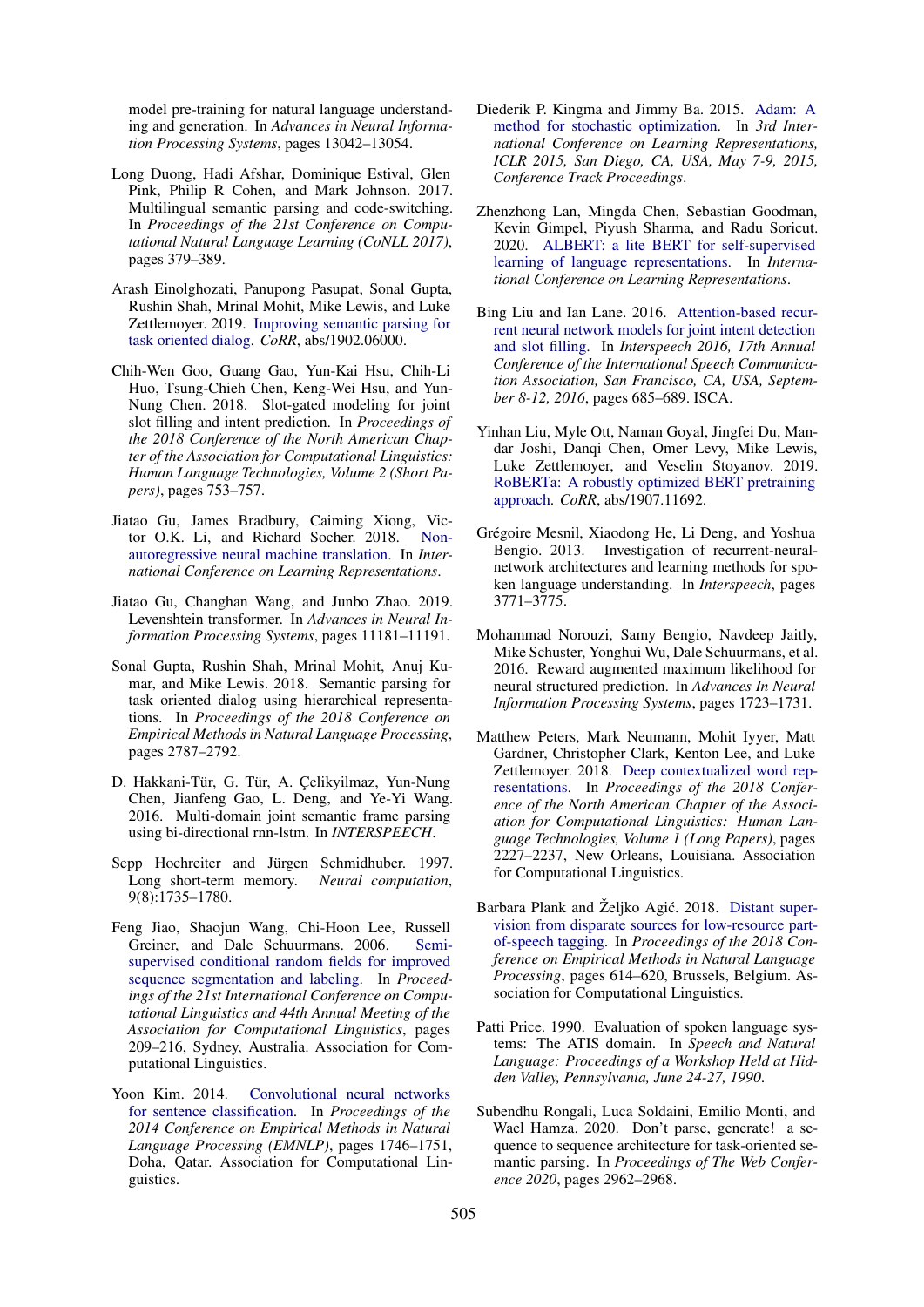model pre-training for natural language understanding and generation. In *Advances in Neural Information Processing Systems*, pages 13042–13054.

Long Duong, Hadi Afshar, Dominique Estival, Glen Pink, Philip R Cohen, and Mark Johnson. 2017. Multilingual semantic parsing and code-switching. In *Proceedings of the 21st Conference on Computational Natural Language Learning (CoNLL 2017)*, pages 379–389.

Arash Einolghozati, Panupong Pasupat, Sonal Gupta, Rushin Shah, Mrinal Mohit, Mike Lewis, and Luke Zettlemoyer. 2019. Improving semantic parsing for task oriented dialog. *CoRR*, abs/1902.06000.

Chih-Wen Goo, Guang Gao, Yun-Kai Hsu, Chih-Li Huo, Tsung-Chieh Chen, Keng-Wei Hsu, and Yun-Nung Chen. 2018. Slot-gated modeling for joint slot filling and intent prediction. In *Proceedings of the 2018 Conference of the North American Chapter of the Association for Computational Linguistics: Human Language Technologies, Volume 2 (Short Papers)*, pages 753–757.

Jiatao Gu, James Bradbury, Caiming Xiong, Victor O.K. Li, and Richard Socher. 2018. Non-autoregressive neural machine translation. In *International Conference on Learning Representations*.

Jiatao Gu, Changhan Wang, and Junbo Zhao. 2019. Levenshtein transformer. In *Advances in Neural Information Processing Systems*, pages 11181–11191.

Sonal Gupta, Rushin Shah, Mrinal Mohit, Anuj Kumar, and Mike Lewis. 2018. Semantic parsing for task oriented dialog using hierarchical representations. In *Proceedings of the 2018 Conference on Empirical Methods in Natural Language Processing*, pages 2787–2792.

D. Hakkani-Tür, G. Tür, A. Çelikyilmaz, Yun-Nung Chen, Jianfeng Gao, L. Deng, and Ye-Yi Wang. 2016. Multi-domain joint semantic frame parsing using bi-directional rnn-lstm. In *INTERSPEECH*.

Sepp Hochreiter and Jürgen Schmidhuber. 1997. Long short-term memory. *Neural computation*, 9(8):1735–1780.

Feng Jiao, Shaojun Wang, Chi-Hoon Lee, Russell Greiner, and Dale Schuurmans. 2006. Semi-supervised conditional random fields for improved sequence segmentation and labeling. In *Proceedings of the 21st International Conference on Computational Linguistics and 44th Annual Meeting of the Association for Computational Linguistics*, pages 209–216, Sydney, Australia. Association for Computational Linguistics.

Yoon Kim. 2014. Convolutional neural networks for sentence classification. In *Proceedings of the 2014 Conference on Empirical Methods in Natural Language Processing (EMNLP)*, pages 1746–1751, Doha, Qatar. Association for Computational Linguistics.

Diederik P. Kingma and Jimmy Ba. 2015. Adam: A method for stochastic optimization. In *3rd International Conference on Learning Representations, ICLR 2015, San Diego, CA, USA, May 7-9, 2015, Conference Track Proceedings*.

Zhenzhong Lan, Mingda Chen, Sebastian Goodman, Kevin Gimpel, Piyush Sharma, and Radu Soricut. 2020. ALBERT: a lite BERT for self-supervised learning of language representations. In *International Conference on Learning Representations*.

Bing Liu and Ian Lane. 2016. Attention-based recurrent neural network models for joint intent detection and slot filling. In *Interspeech 2016, 17th Annual Conference of the International Speech Communication Association, San Francisco, CA, USA, September 8-12, 2016*, pages 685–689. ISCA.

Yinhan Liu, Myle Ott, Naman Goyal, Jingfei Du, Mandar Joshi, Danqi Chen, Omer Levy, Mike Lewis, Luke Zettlemoyer, and Veselin Stoyanov. 2019. RoBERTa: A robustly optimized BERT pretraining approach. *CoRR*, abs/1907.11692.

Grégoire Mesnil, Xiaodong He, Li Deng, and Yoshua Bengio. 2013. Investigation of recurrent-neural-network architectures and learning methods for spoken language understanding. In *Interspeech*, pages 3771–3775.

Mohammad Norouzi, Samy Bengio, Navdeep Jaitly, Mike Schuster, Yonghui Wu, Dale Schuurmans, et al. 2016. Reward augmented maximum likelihood for neural structured prediction. In *Advances In Neural Information Processing Systems*, pages 1723–1731.

Matthew Peters, Mark Neumann, Mohit Iyyer, Matt Gardner, Christopher Clark, Kenton Lee, and Luke Zettlemoyer. 2018. Deep contextualized word representations. In *Proceedings of the 2018 Conference of the North American Chapter of the Association for Computational Linguistics: Human Language Technologies, Volume 1 (Long Papers)*, pages 2227–2237, New Orleans, Louisiana. Association for Computational Linguistics.

Barbara Plank and Željko Agić. 2018. Distant supervision from disparate sources for low-resource part-of-speech tagging. In *Proceedings of the 2018 Conference on Empirical Methods in Natural Language Processing*, pages 614–620, Brussels, Belgium. Association for Computational Linguistics.

Patti Price. 1990. Evaluation of spoken language systems: The ATIS domain. In *Speech and Natural Language: Proceedings of a Workshop Held at Hidden Valley, Pennsylvania, June 24-27, 1990*.

Subendhu Rongali, Luca Soldaini, Emilio Monti, and Wael Hamza. 2020. Don't parse, generate! a sequence to sequence architecture for task-oriented semantic parsing. In *Proceedings of The Web Conference 2020*, pages 2962–2968.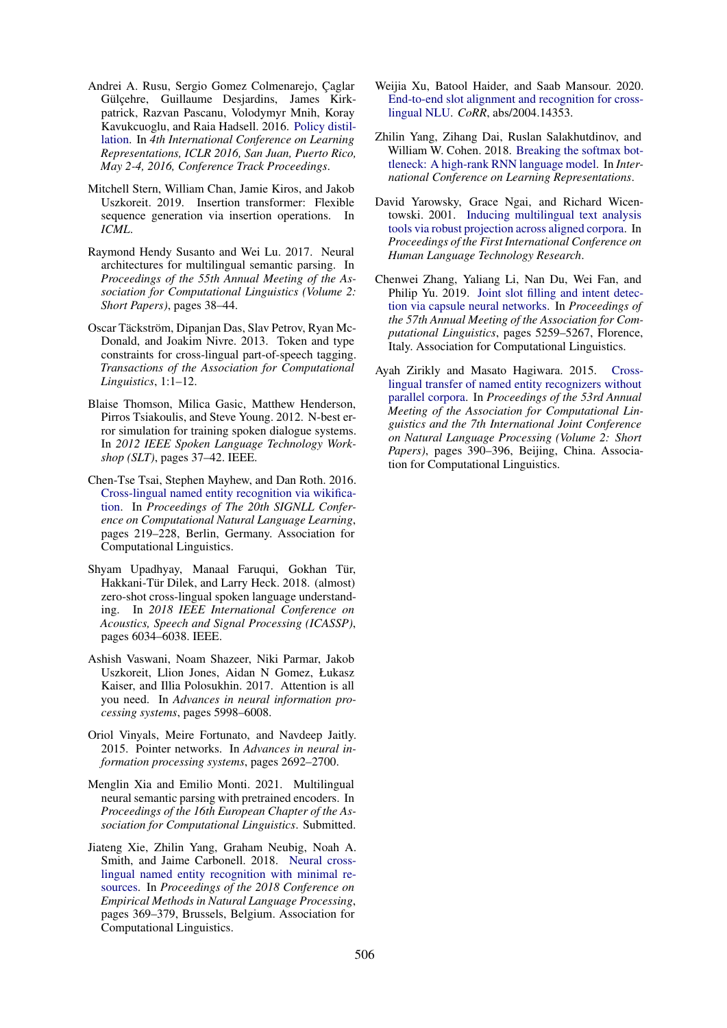Andrei A. Rusu, Sergio Gomez Colmenarejo, Çaglar Gülçehre, Guillaume Desjardins, James Kirkpatrick, Razvan Pascanu, Volodymyr Mnih, Koray Kavukcuoglu, and Raia Hadsell. 2016. Policy distillation. In *4th International Conference on Learning Representations, ICLR 2016, San Juan, Puerto Rico, May 2-4, 2016, Conference Track Proceedings*.

Mitchell Stern, William Chan, Jamie Kiros, and Jakob Uszkoreit. 2019. Insertion transformer: Flexible sequence generation via insertion operations. In *ICML*.

Raymond Hendy Susanto and Wei Lu. 2017. Neural architectures for multilingual semantic parsing. In *Proceedings of the 55th Annual Meeting of the Association for Computational Linguistics (Volume 2: Short Papers)*, pages 38–44.

Oscar Täckström, Dipanjan Das, Slav Petrov, Ryan McDonald, and Joakim Nivre. 2013. Token and type constraints for cross-lingual part-of-speech tagging. *Transactions of the Association for Computational Linguistics*, 1:1–12.

Blaise Thomson, Milica Gasic, Matthew Henderson, Pirros Tsiakoulis, and Steve Young. 2012. N-best error simulation for training spoken dialogue systems. In *2012 IEEE Spoken Language Technology Workshop (SLT)*, pages 37–42. IEEE.

Chen-Tse Tsai, Stephen Mayhew, and Dan Roth. 2016. Cross-lingual named entity recognition via wikification. In *Proceedings of The 20th SIGNLL Conference on Computational Natural Language Learning*, pages 219–228, Berlin, Germany. Association for Computational Linguistics.

Shyam Upadhyay, Manaal Faruqui, Gokhan Tür, Hakkani-Tür Dilek, and Larry Heck. 2018. (almost) zero-shot cross-lingual spoken language understanding. In *2018 IEEE International Conference on Acoustics, Speech and Signal Processing (ICASSP)*, pages 6034–6038. IEEE.

Ashish Vaswani, Noam Shazeer, Niki Parmar, Jakob Uszkoreit, Llion Jones, Aidan N Gomez, Łukasz Kaiser, and Illia Polosukhin. 2017. Attention is all you need. In *Advances in neural information processing systems*, pages 5998–6008.

Oriol Vinyals, Meire Fortunato, and Navdeep Jaitly. 2015. Pointer networks. In *Advances in neural information processing systems*, pages 2692–2700.

Menglin Xia and Emilio Monti. 2021. Multilingual neural semantic parsing with pretrained encoders. In *Proceedings of the 16th European Chapter of the Association for Computational Linguistics*. Submitted.

Jiateng Xie, Zhilin Yang, Graham Neubig, Noah A. Smith, and Jaime Carbonell. 2018. Neural cross-lingual named entity recognition with minimal resources. In *Proceedings of the 2018 Conference on Empirical Methods in Natural Language Processing*, pages 369–379, Brussels, Belgium. Association for Computational Linguistics.

Weijia Xu, Batool Haider, and Saab Mansour. 2020. End-to-end slot alignment and recognition for cross-lingual NLU. *CoRR*, abs/2004.14353.

Zhilin Yang, Zihang Dai, Ruslan Salakhutdinov, and William W. Cohen. 2018. Breaking the softmax bottleneck: A high-rank RNN language model. In *International Conference on Learning Representations*.

David Yarowsky, Grace Ngai, and Richard Wicentowski. 2001. Inducing multilingual text analysis tools via robust projection across aligned corpora. In *Proceedings of the First International Conference on Human Language Technology Research*.

Chenwei Zhang, Yaliang Li, Nan Du, Wei Fan, and Philip Yu. 2019. Joint slot filling and intent detection via capsule neural networks. In *Proceedings of the 57th Annual Meeting of the Association for Computational Linguistics*, pages 5259–5267, Florence, Italy. Association for Computational Linguistics.

Ayah Zirikly and Masato Hagiwara. 2015. Cross-lingual transfer of named entity recognizers without parallel corpora. In *Proceedings of the 53rd Annual Meeting of the Association for Computational Linguistics and the 7th International Joint Conference on Natural Language Processing (Volume 2: Short Papers)*, pages 390–396, Beijing, China. Association for Computational Linguistics.